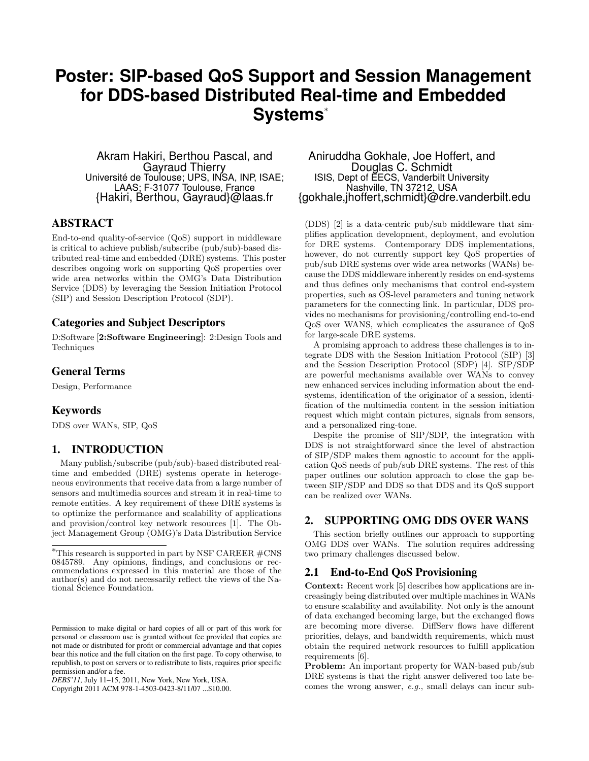# Poster: SIP-based QoS Support and Session Management for DDS-based Distributed Real-time and Embedded Systems*

Akram Hakiri, Berthou Pascal, and Gayraud Thierry
Université de Toulouse; UPS, INSA, INP, ISAE; LAAS; F-31077 Toulouse, France
{Hakiri, Berthou, Gayraud}@laas.fr

Aniruddha Gokhale, Joe Hoffert, and Douglas C. Schmidt
ISIS, Dept of EECS, Vanderbilt University
Nashville, TN 37212, USA
{gokhale,jhoffert,schmidt}@dre.vanderbilt.edu

## ABSTRACT

End-to-end quality-of-service (QoS) support in middleware is critical to achieve publish/subscribe (pub/sub)-based distributed real-time and embedded (DRE) systems. This poster describes ongoing work on supporting QoS properties over wide area networks within the OMG's Data Distribution Service (DDS) by leveraging the Session Initiation Protocol (SIP) and Session Description Protocol (SDP).

## Categories and Subject Descriptors

D:Software [**2:Software Engineering**]: 2:Design Tools and Techniques

## General Terms

Design, Performance

## Keywords

DDS over WANs, SIP, QoS

## 1. INTRODUCTION

Many publish/subscribe (pub/sub)-based distributed real-time and embedded (DRE) systems operate in heterogeneous environments that receive data from a large number of sensors and multimedia sources and stream it in real-time to remote entities. A key requirement of these DRE systems is to optimize the performance and scalability of applications and provision/control key network resources [1]. The Object Management Group (OMG)'s Data Distribution Service (DDS) [2] is a data-centric pub/sub middleware that simplifies application development, deployment, and evolution for DRE systems. Contemporary DDS implementations, however, do not currently support key QoS properties of pub/sub DRE systems over wide area networks (WANs) because the DDS middleware inherently resides on end-systems and thus defines only mechanisms that control end-system properties, such as OS-level parameters and tuning network parameters for the connecting link. In particular, DDS provides no mechanisms for provisioning/controlling end-to-end QoS over WANS, which complicates the assurance of QoS for large-scale DRE systems.

A promising approach to address these challenges is to integrate DDS with the Session Initiation Protocol (SIP) [3] and the Session Description Protocol (SDP) [4]. SIP/SDP are powerful mechanisms available over WANs to convey new enhanced services including information about the end-systems, identification of the originator of a session, identification of the multimedia content in the session initiation request which might contain pictures, signals from sensors, and a personalized ring-tone.

Despite the promise of SIP/SDP, the integration with DDS is not straightforward since the level of abstraction of SIP/SDP makes them agnostic to account for the application QoS needs of pub/sub DRE systems. The rest of this paper outlines our solution approach to close the gap between SIP/SDP and DDS so that DDS and its QoS support can be realized over WANs.

## 2. SUPPORTING OMG DDS OVER WANS

This section briefly outlines our approach to supporting OMG DDS over WANs. The solution requires addressing two primary challenges discussed below.

### 2.1 End-to-End QoS Provisioning

**Context:** Recent work [5] describes how applications are increasingly being distributed over multiple machines in WANs to ensure scalability and availability. Not only is the amount of data exchanged becoming large, but the exchanged flows are becoming more diverse. DiffServ flows have different priorities, delays, and bandwidth requirements, which must obtain the required network resources to fulfill application requirements [6].

**Problem:** An important property for WAN-based pub/sub DRE systems is that the right answer delivered too late becomes the wrong answer, *e.g.*, small delays can incur sub-

*This research is supported in part by NSF CAREER #CNS 0845789. Any opinions, findings, and conclusions or recommendations expressed in this material are those of the author(s) and do not necessarily reflect the views of the National Science Foundation.

Permission to make digital or hard copies of all or part of this work for personal or classroom use is granted without fee provided that copies are not made or distributed for profit or commercial advantage and that copies bear this notice and the full citation on the first page. To copy otherwise, to republish, to post on servers or to redistribute to lists, requires prior specific permission and/or a fee.
*DEBS'11,* July 11–15, 2011, New York, New York, USA.
Copyright 2011 ACM 978-1-4503-0423-8/11/07 ...$10.00.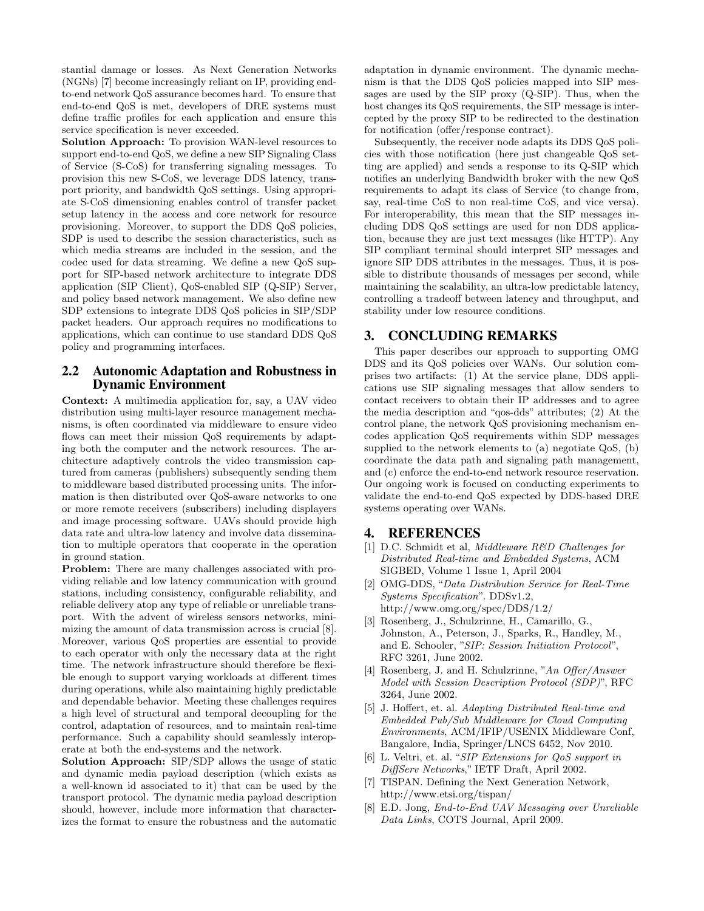stantial damage or losses. As Next Generation Networks (NGNs) [7] become increasingly reliant on IP, providing end-to-end network QoS assurance becomes hard. To ensure that end-to-end QoS is met, developers of DRE systems must define traffic profiles for each application and ensure this service specification is never exceeded.

**Solution Approach:** To provision WAN-level resources to support end-to-end QoS, we define a new SIP Signaling Class of Service (S-CoS) for transferring signaling messages. To provision this new S-CoS, we leverage DDS latency, transport priority, and bandwidth QoS settings. Using appropriate S-CoS dimensioning enables control of transfer packet setup latency in the access and core network for resource provisioning. Moreover, to support the DDS QoS policies, SDP is used to describe the session characteristics, such as which media streams are included in the session, and the codec used for data streaming. We define a new QoS support for SIP-based network architecture to integrate DDS application (SIP Client), QoS-enabled SIP (Q-SIP) Server, and policy based network management. We also define new SDP extensions to integrate DDS QoS policies in SIP/SDP packet headers. Our approach requires no modifications to applications, which can continue to use standard DDS QoS policy and programming interfaces.

## 2.2 Autonomic Adaptation and Robustness in Dynamic Environment

**Context:** A multimedia application for, say, a UAV video distribution using multi-layer resource management mechanisms, is often coordinated via middleware to ensure video flows can meet their mission QoS requirements by adapting both the computer and the network resources. The architecture adaptively controls the video transmission captured from cameras (publishers) subsequently sending them to middleware based distributed processing units. The information is then distributed over QoS-aware networks to one or more remote receivers (subscribers) including displayers and image processing software. UAVs should provide high data rate and ultra-low latency and involve data dissemination to multiple operators that cooperate in the operation in ground station.

**Problem:** There are many challenges associated with providing reliable and low latency communication with ground stations, including consistency, configurable reliability, and reliable delivery atop any type of reliable or unreliable transport. With the advent of wireless sensors networks, minimizing the amount of data transmission across is crucial [8]. Moreover, various QoS properties are essential to provide to each operator with only the necessary data at the right time. The network infrastructure should therefore be flexible enough to support varying workloads at different times during operations, while also maintaining highly predictable and dependable behavior. Meeting these challenges requires a high level of structural and temporal decoupling for the control, adaptation of resources, and to maintain real-time performance. Such a capability should seamlessly interoperate at both the end-systems and the network.

**Solution Approach:** SIP/SDP allows the usage of static and dynamic media payload description (which exists as a well-known id associated to it) that can be used by the transport protocol. The dynamic media payload description should, however, include more information that characterizes the format to ensure the robustness and the automatic adaptation in dynamic environment. The dynamic mechanism is that the DDS QoS policies mapped into SIP messages are used by the SIP proxy (Q-SIP). Thus, when the host changes its QoS requirements, the SIP message is intercepted by the proxy SIP to be redirected to the destination for notification (offer/response contract).

Subsequently, the receiver node adapts its DDS QoS policies with those notification (here just changeable QoS setting are applied) and sends a response to its Q-SIP which notifies an underlying Bandwidth broker with the new QoS requirements to adapt its class of Service (to change from, say, real-time CoS to non real-time CoS, and vice versa). For interoperability, this mean that the SIP messages including DDS QoS settings are used for non DDS application, because they are just text messages (like HTTP). Any SIP compliant terminal should interpret SIP messages and ignore SIP DDS attributes in the messages. Thus, it is possible to distribute thousands of messages per second, while maintaining the scalability, an ultra-low predictable latency, controlling a tradeoff between latency and throughput, and stability under low resource conditions.

# 3. CONCLUDING REMARKS

This paper describes our approach to supporting OMG DDS and its QoS policies over WANs. Our solution comprises two artifacts: (1) At the service plane, DDS applications use SIP signaling messages that allow senders to contact receivers to obtain their IP addresses and to agree the media description and "qos-dds" attributes; (2) At the control plane, the network QoS provisioning mechanism encodes application QoS requirements within SDP messages supplied to the network elements to (a) negotiate QoS, (b) coordinate the data path and signaling path management, and (c) enforce the end-to-end network resource reservation. Our ongoing work is focused on conducting experiments to validate the end-to-end QoS expected by DDS-based DRE systems operating over WANs.

# 4. REFERENCES

[1] D.C. Schmidt et al, *Middleware R&D Challenges for Distributed Real-time and Embedded Systems*, ACM SIGBED, Volume 1 Issue 1, April 2004

[2] OMG-DDS, "*Data Distribution Service for Real-Time Systems Specification*". DDSv1.2, http://www.omg.org/spec/DDS/1.2/

[3] Rosenberg, J., Schulzrinne, H., Camarillo, G., Johnston, A., Peterson, J., Sparks, R., Handley, M., and E. Schooler, "*SIP: Session Initiation Protocol*", RFC 3261, June 2002.

[4] Rosenberg, J. and H. Schulzrinne, "*An Offer/Answer Model with Session Description Protocol (SDP)*", RFC 3264, June 2002.

[5] J. Hoffert, et. al. *Adapting Distributed Real-time and Embedded Pub/Sub Middleware for Cloud Computing Environments*, ACM/IFIP/USENIX Middleware Conf, Bangalore, India, Springer/LNCS 6452, Nov 2010.

[6] L. Veltri, et. al. "*SIP Extensions for QoS support in DiffServ Networks*," IETF Draft, April 2002.

[7] TISPAN. Defining the Next Generation Network, http://www.etsi.org/tispan/

[8] E.D. Jong, *End-to-End UAV Messaging over Unreliable Data Links*, COTS Journal, April 2009.